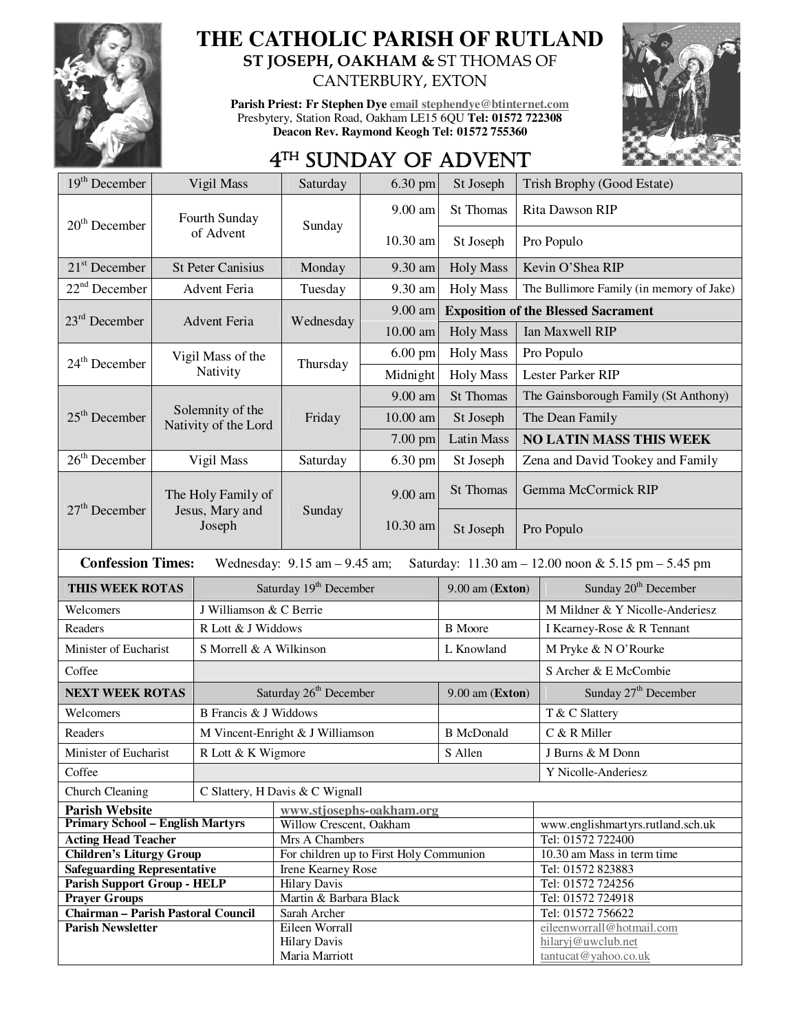# THE CATHOLIC PARISH OF RUTLAND

## ST JOSEPH, OAKHAM & ST THOMAS OF CANTERBURY, EXTON

**Parish Priest: Fr Stephen Dye** email stephendye@btinternet.com
Presbytery, Station Road, Oakham LE15 6QU **Tel: 01572 722308**
**Deacon Rev. Raymond Keogh Tel: 01572 755360**

## 4TH SUNDAY OF ADVENT

| | | | | | |
|---|---|---|---|---|---|
| 19th December | Vigil Mass | Saturday | 6.30 pm | St Joseph | Trish Brophy (Good Estate) |
| 20th December | Fourth Sunday of Advent | Sunday | 9.00 am | St Thomas | Rita Dawson RIP |
| | | | 10.30 am | St Joseph | Pro Populo |
| 21st December | St Peter Canisius | Monday | 9.30 am | Holy Mass | Kevin O'Shea RIP |
| 22nd December | Advent Feria | Tuesday | 9.30 am | Holy Mass | The Bullimore Family (in memory of Jake) |
| 23rd December | Advent Feria | Wednesday | 9.00 am | **Exposition of the Blessed Sacrament** | |
| | | | 10.00 am | Holy Mass | Ian Maxwell RIP |
| 24th December | Vigil Mass of the Nativity | Thursday | 6.00 pm | Holy Mass | Pro Populo |
| | | | Midnight | Holy Mass | Lester Parker RIP |
| 25th December | Solemnity of the Nativity of the Lord | Friday | 9.00 am | St Thomas | The Gainsborough Family (St Anthony) |
| | | | 10.00 am | St Joseph | The Dean Family |
| | | | 7.00 pm | Latin Mass | **NO LATIN MASS THIS WEEK** |
| 26th December | Vigil Mass | Saturday | 6.30 pm | St Joseph | Zena and David Tookey and Family |
| 27th December | The Holy Family of Jesus, Mary and Joseph | Sunday | 9.00 am | St Thomas | Gemma McCormick RIP |
| | | | 10.30 am | St Joseph | Pro Populo |

**Confession Times:** Wednesday: 9.15 am – 9.45 am; Saturday: 11.30 am – 12.00 noon & 5.15 pm – 5.45 pm

| **THIS WEEK ROTAS** | Saturday 19th December | 9.00 am (**Exton**) | Sunday 20th December |
|---|---|---|---|
| Welcomers | J Williamson & C Berrie | | M Mildner & Y Nicolle-Anderiesz |
| Readers | R Lott & J Widdows | B Moore | I Kearney-Rose & R Tennant |
| Minister of Eucharist | S Morrell & A Wilkinson | L Knowland | M Pryke & N O'Rourke |
| Coffee | | | S Archer & E McCombie |
| **NEXT WEEK ROTAS** | Saturday 26th December | 9.00 am (**Exton**) | Sunday 27th December |
| Welcomers | B Francis & J Widdows | | T & C Slattery |
| Readers | M Vincent-Enright & J Williamson | B McDonald | C & R Miller |
| Minister of Eucharist | R Lott & K Wigmore | S Allen | J Burns & M Donn |
| Coffee | | | Y Nicolle-Anderiesz |
| Church Cleaning | C Slattery, H Davis & C Wignall | | |

| | | |
|---|---|---|
| **Parish Website** | www.stjosephs-oakham.org | |
| **Primary School – English Martyrs** | Willow Crescent, Oakham | www.englishmartyrs.rutland.sch.uk |
| **Acting Head Teacher** | Mrs A Chambers | Tel: 01572 722400 |
| **Children's Liturgy Group** | For children up to First Holy Communion | 10.30 am Mass in term time |
| **Safeguarding Representative** | Irene Kearney Rose | Tel: 01572 823883 |
| **Parish Support Group - HELP** | Hilary Davis | Tel: 01572 724256 |
| **Prayer Groups** | Martin & Barbara Black | Tel: 01572 724918 |
| **Chairman – Parish Pastoral Council** | Sarah Archer | Tel: 01572 756622 |
| **Parish Newsletter** | Eileen Worrall<br>Hilary Davis<br>Maria Marriott | eileenworrall@hotmail.com<br>hilaryj@uwclub.net<br>tantucat@yahoo.co.uk |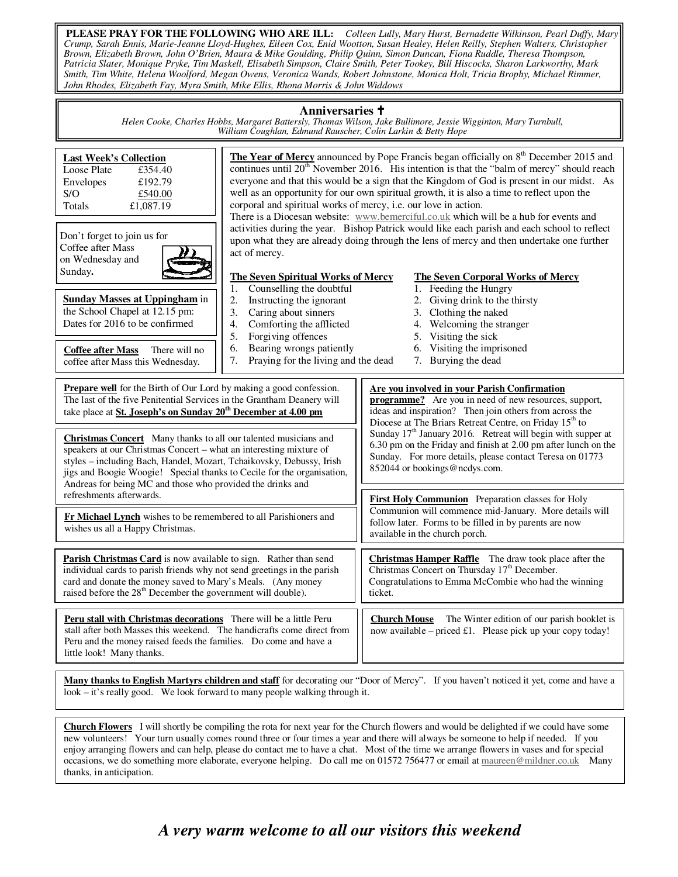**PLEASE PRAY FOR THE FOLLOWING WHO ARE ILL:** *Colleen Lully, Mary Hurst, Bernadette Wilkinson, Pearl Duffy, Mary Crump, Sarah Ennis, Marie-Jeanne Lloyd-Hughes, Eileen Cox, Enid Wootton, Susan Healey, Helen Reilly, Stephen Walters, Christopher Brown, Elizabeth Brown, John O'Brien, Maura & Mike Goulding, Philip Quinn, Simon Duncan, Fiona Ruddle, Theresa Thompson, Patricia Slater, Monique Pryke, Tim Maskell, Elisabeth Simpson, Claire Smith, Peter Tookey, Bill Hiscocks, Sharon Larkworthy, Mark Smith, Tim White, Helena Woolford, Megan Owens, Veronica Wands, Robert Johnstone, Monica Holt, Tricia Brophy, Michael Rimmer, John Rhodes, Elizabeth Fay, Myra Smith, Mike Ellis, Rhona Morris & John Widdows*

## Anniversaries ✝

*Helen Cooke, Charles Hobbs, Margaret Battersly, Thomas Wilson, Jake Bullimore, Jessie Wigginton, Mary Turnbull, William Coughlan, Edmund Rauscher, Colin Larkin & Betty Hope*

**Last Week's Collection**

| | |
|---|---|
| Loose Plate | £354.40 |
| Envelopes | £192.79 |
| S/O | £540.00 |
| Totals | £1,087.19 |

Don't forget to join us for Coffee after Mass on Wednesday and Sunday**.**

**Sunday Masses at Uppingham** in the School Chapel at 12.15 pm: Dates for 2016 to be confirmed

**Coffee after Mass** There will no coffee after Mass this Wednesday.

**The Year of Mercy** announced by Pope Francis began officially on 8th December 2015 and continues until 20th November 2016. His intention is that the "balm of mercy" should reach everyone and that this would be a sign that the Kingdom of God is present in our midst. As well as an opportunity for our own spiritual growth, it is also a time to reflect upon the corporal and spiritual works of mercy, i.e. our love in action.
There is a Diocesan website: www.bemerciful.co.uk which will be a hub for events and activities during the year. Bishop Patrick would like each parish and each school to reflect upon what they are already doing through the lens of mercy and then undertake one further act of mercy.

**The Seven Spiritual Works of Mercy**

1. Counselling the doubtful
2. Instructing the ignorant
3. Caring about sinners
4. Comforting the afflicted
5. Forgiving offences
6. Bearing wrongs patiently
7. Praying for the living and the dead

**The Seven Corporal Works of Mercy**

1. Feeding the Hungry
2. Giving drink to the thirsty
3. Clothing the naked
4. Welcoming the stranger
5. Visiting the sick
6. Visiting the imprisoned
7. Burying the dead

**Prepare well** for the Birth of Our Lord by making a good confession. The last of the five Penitential Services in the Grantham Deanery will take place at **St. Joseph's on Sunday 20th December at 4.00 pm**

**Christmas Concert** Many thanks to all our talented musicians and speakers at our Christmas Concert – what an interesting mixture of styles – including Bach, Handel, Mozart, Tchaikovsky, Debussy, Irish jigs and Boogie Woogie! Special thanks to Cecile for the organisation, Andreas for being MC and those who provided the drinks and refreshments afterwards.

**Fr Michael Lynch** wishes to be remembered to all Parishioners and wishes us all a Happy Christmas.

**Are you involved in your Parish Confirmation programme?** Are you in need of new resources, support, ideas and inspiration? Then join others from across the Diocese at The Briars Retreat Centre, on Friday 15th to Sunday 17th January 2016. Retreat will begin with supper at 6.30 pm on the Friday and finish at 2.00 pm after lunch on the Sunday. For more details, please contact Teresa on 01773 852044 or bookings@ncdys.com.

**First Holy Communion** Preparation classes for Holy Communion will commence mid-January. More details will follow later. Forms to be filled in by parents are now available in the church porch.

**Parish Christmas Card** is now available to sign. Rather than send individual cards to parish friends why not send greetings in the parish card and donate the money saved to Mary's Meals. (Any money raised before the 28th December the government will double).

**Christmas Hamper Raffle** The draw took place after the Christmas Concert on Thursday 17th December. Congratulations to Emma McCombie who had the winning ticket.

**Peru stall with Christmas decorations** There will be a little Peru stall after both Masses this weekend. The handicrafts come direct from Peru and the money raised feeds the families. Do come and have a little look! Many thanks.

**Church Mouse** The Winter edition of our parish booklet is now available – priced £1. Please pick up your copy today!

**Many thanks to English Martyrs children and staff** for decorating our "Door of Mercy". If you haven't noticed it yet, come and have a look – it's really good. We look forward to many people walking through it.

**Church Flowers** I will shortly be compiling the rota for next year for the Church flowers and would be delighted if we could have some new volunteers! Your turn usually comes round three or four times a year and there will always be someone to help if needed. If you enjoy arranging flowers and can help, please do contact me to have a chat. Most of the time we arrange flowers in vases and for special occasions, we do something more elaborate, everyone helping. Do call me on 01572 756477 or email at maureen@mildner.co.uk Many thanks, in anticipation.

***A very warm welcome to all our visitors this weekend***